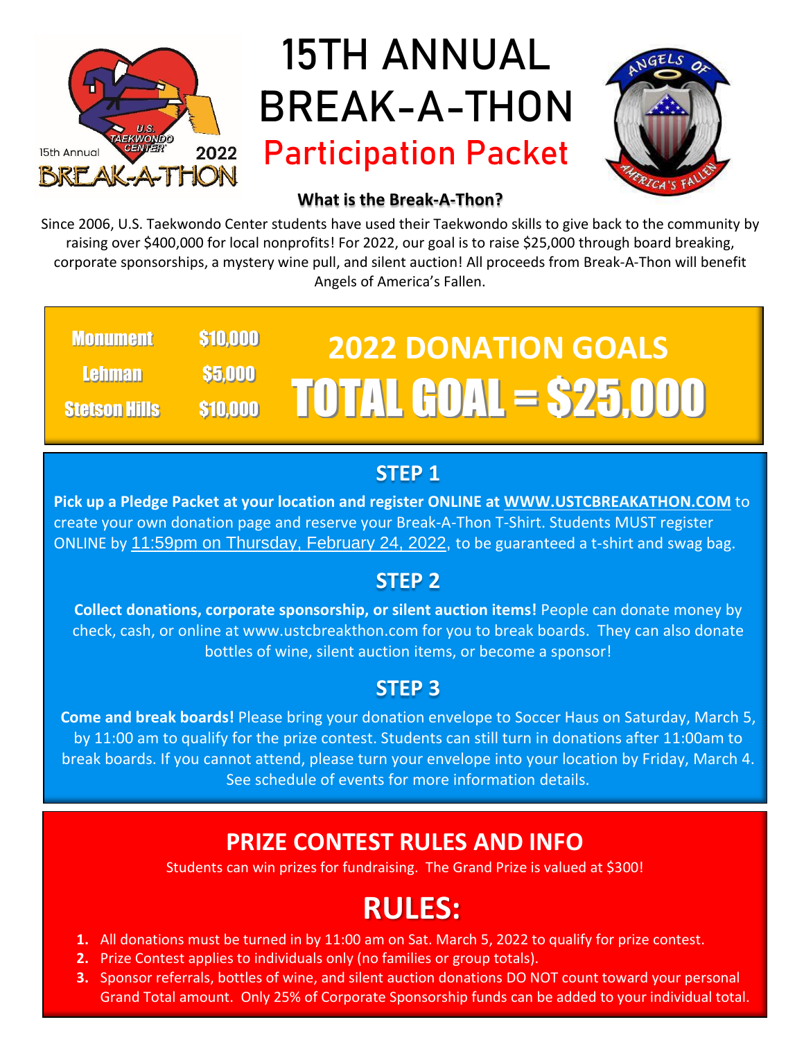# 15TH ANNUAL BREAK-A-THON

## Participation Packet

### What is the Break-A-Thon?

Since 2006, U.S. Taekwondo Center students have used their Taekwondo skills to give back to the community by raising over $400,000 for local nonprofits! For 2022, our goal is to raise $25,000 through board breaking, corporate sponsorships, a mystery wine pull, and silent auction! All proceeds from Break-A-Thon will benefit Angels of America's Fallen.

## 2022 DONATION GOALS

| Location | Goal |
| --- | --- |
| Monument | $10,000 |
| Lehman | $5,000 |
| Stetson Hills | $10,000 |

**TOTAL GOAL = $25,000**

## STEP 1

**Pick up a Pledge Packet at your location and register ONLINE at WWW.USTCBREAKATHON.COM** to create your own donation page and reserve your Break-A-Thon T-Shirt. Students MUST register ONLINE by 11:59pm on Thursday, February 24, 2022, to be guaranteed a t-shirt and swag bag.

## STEP 2

**Collect donations, corporate sponsorship, or silent auction items!** People can donate money by check, cash, or online at www.ustcbreakthon.com for you to break boards. They can also donate bottles of wine, silent auction items, or become a sponsor!

## STEP 3

**Come and break boards!** Please bring your donation envelope to Soccer Haus on Saturday, March 5, by 11:00 am to qualify for the prize contest. Students can still turn in donations after 11:00am to break boards. If you cannot attend, please turn your envelope into your location by Friday, March 4. See schedule of events for more information details.

## PRIZE CONTEST RULES AND INFO

Students can win prizes for fundraising. The Grand Prize is valued at $300!

## RULES:

1. All donations must be turned in by 11:00 am on Sat. March 5, 2022 to qualify for prize contest.
2. Prize Contest applies to individuals only (no families or group totals).
3. Sponsor referrals, bottles of wine, and silent auction donations DO NOT count toward your personal Grand Total amount. Only 25% of Corporate Sponsorship funds can be added to your individual total.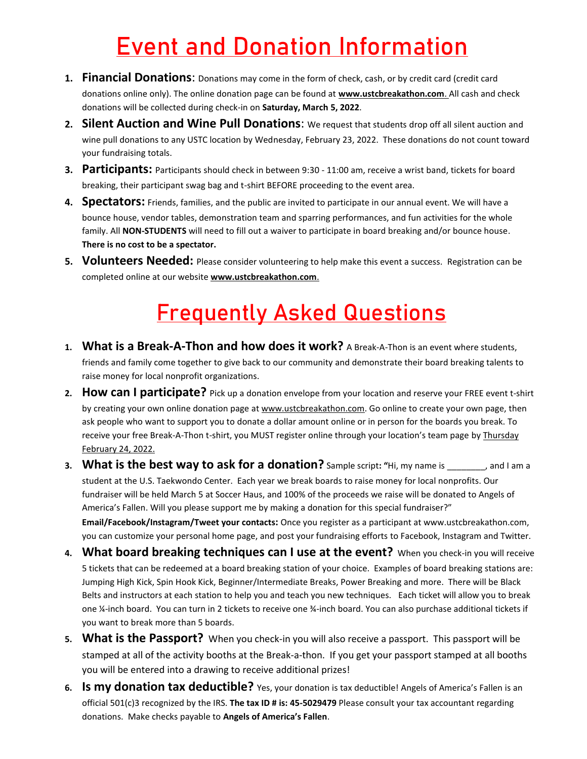# Event and Donation Information

1. **Financial Donations**: Donations may come in the form of check, cash, or by credit card (credit card donations online only). The online donation page can be found at **www.ustcbreakathon.com**. All cash and check donations will be collected during check-in on **Saturday, March 5, 2022**.
2. **Silent Auction and Wine Pull Donations**: We request that students drop off all silent auction and wine pull donations to any USTC location by Wednesday, February 23, 2022. These donations do not count toward your fundraising totals.
3. **Participants:** Participants should check in between 9:30 - 11:00 am, receive a wrist band, tickets for board breaking, their participant swag bag and t-shirt BEFORE proceeding to the event area.
4. **Spectators:** Friends, families, and the public are invited to participate in our annual event. We will have a bounce house, vendor tables, demonstration team and sparring performances, and fun activities for the whole family. All **NON-STUDENTS** will need to fill out a waiver to participate in board breaking and/or bounce house. **There is no cost to be a spectator.**
5. **Volunteers Needed:** Please consider volunteering to help make this event a success. Registration can be completed online at our website **www.ustcbreakathon.com**.

# Frequently Asked Questions

1. **What is a Break-A-Thon and how does it work?** A Break-A-Thon is an event where students, friends and family come together to give back to our community and demonstrate their board breaking talents to raise money for local nonprofit organizations.
2. **How can I participate?** Pick up a donation envelope from your location and reserve your FREE event t-shirt by creating your own online donation page at www.ustcbreakathon.com. Go online to create your own page, then ask people who want to support you to donate a dollar amount online or in person for the boards you break. To receive your free Break-A-Thon t-shirt, you MUST register online through your location's team page by Thursday February 24, 2022.
3. **What is the best way to ask for a donation?** Sample script**: "**Hi, my name is ________, and I am a student at the U.S. Taekwondo Center. Each year we break boards to raise money for local nonprofits. Our fundraiser will be held March 5 at Soccer Haus, and 100% of the proceeds we raise will be donated to Angels of America's Fallen. Will you please support me by making a donation for this special fundraiser?"

   **Email/Facebook/Instagram/Tweet your contacts:** Once you register as a participant at www.ustcbreakathon.com, you can customize your personal home page, and post your fundraising efforts to Facebook, Instagram and Twitter.
4. **What board breaking techniques can I use at the event?** When you check-in you will receive 5 tickets that can be redeemed at a board breaking station of your choice. Examples of board breaking stations are: Jumping High Kick, Spin Hook Kick, Beginner/Intermediate Breaks, Power Breaking and more. There will be Black Belts and instructors at each station to help you and teach you new techniques. Each ticket will allow you to break one ¼-inch board. You can turn in 2 tickets to receive one ¾-inch board. You can also purchase additional tickets if you want to break more than 5 boards.
5. **What is the Passport?** When you check-in you will also receive a passport. This passport will be stamped at all of the activity booths at the Break-a-thon. If you get your passport stamped at all booths you will be entered into a drawing to receive additional prizes!
6. **Is my donation tax deductible?** Yes, your donation is tax deductible! Angels of America's Fallen is an official 501(c)3 recognized by the IRS. **The tax ID # is: 45-5029479** Please consult your tax accountant regarding donations. Make checks payable to **Angels of America's Fallen**.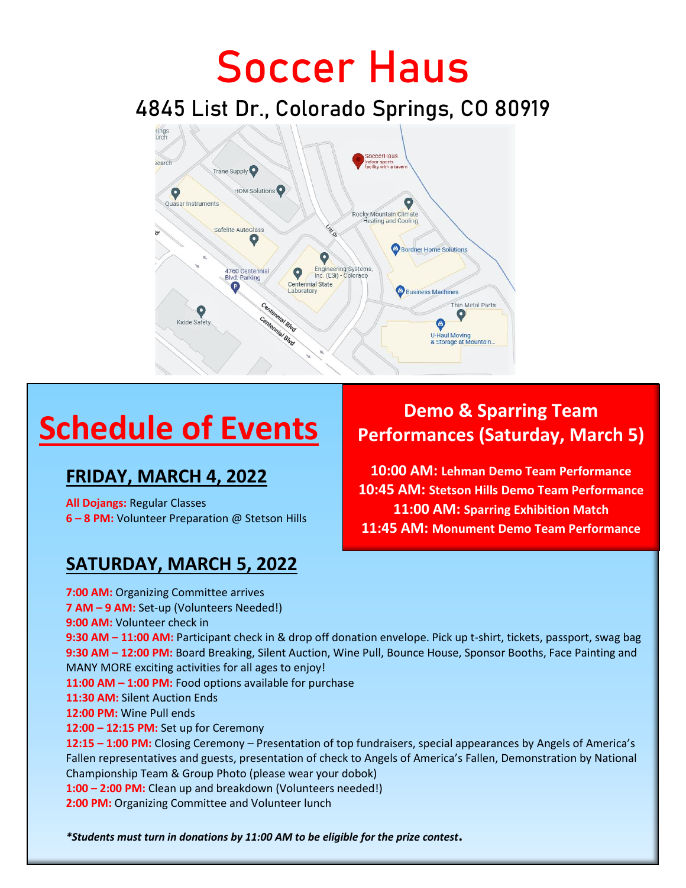# Soccer Haus

## 4845 List Dr., Colorado Springs, CO 80919

# Schedule of Events

## FRIDAY, MARCH 4, 2022

**All Dojangs:** Regular Classes
**6 – 8 PM:** Volunteer Preparation @ Stetson Hills

## Demo & Sparring Team Performances (Saturday, March 5)

**10:00 AM: Lehman Demo Team Performance**
**10:45 AM: Stetson Hills Demo Team Performance**
**11:00 AM: Sparring Exhibition Match**
**11:45 AM: Monument Demo Team Performance**

## SATURDAY, MARCH 5, 2022

**7:00 AM:** Organizing Committee arrives
**7 AM – 9 AM:** Set-up (Volunteers Needed!)
**9:00 AM:** Volunteer check in
**9:30 AM – 11:00 AM:** Participant check in & drop off donation envelope. Pick up t-shirt, tickets, passport, swag bag
**9:30 AM – 12:00 PM:** Board Breaking, Silent Auction, Wine Pull, Bounce House, Sponsor Booths, Face Painting and MANY MORE exciting activities for all ages to enjoy!
**11:00 AM – 1:00 PM:** Food options available for purchase
**11:30 AM:** Silent Auction Ends
**12:00 PM:** Wine Pull ends
**12:00 – 12:15 PM:** Set up for Ceremony
**12:15 – 1:00 PM:** Closing Ceremony – Presentation of top fundraisers, special appearances by Angels of America's Fallen representatives and guests, presentation of check to Angels of America's Fallen, Demonstration by National Championship Team & Group Photo (please wear your dobok)
**1:00 – 2:00 PM:** Clean up and breakdown (Volunteers needed!)
**2:00 PM:** Organizing Committee and Volunteer lunch

***Students must turn in donations by 11:00 AM to be eligible for the prize contest.***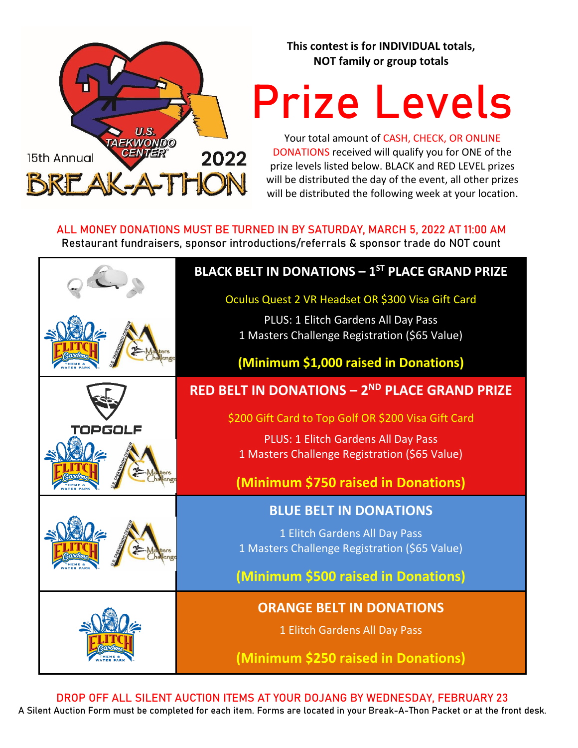15th Annual U.S. TAEKWONDO CENTER 2022 BREAK-A-THON

**This contest is for INDIVIDUAL totals, NOT family or group totals**

# Prize Levels

Your total amount of CASH, CHECK, OR ONLINE DONATIONS received will qualify you for ONE of the prize levels listed below. BLACK and RED LEVEL prizes will be distributed the day of the event, all other prizes will be distributed the following week at your location.

ALL MONEY DONATIONS MUST BE TURNED IN BY SATURDAY, MARCH 5, 2022 AT 11:00 AM

Restaurant fundraisers, sponsor introductions/referrals & sponsor trade do NOT count

## BLACK BELT IN DONATIONS – 1ST PLACE GRAND PRIZE

Oculus Quest 2 VR Headset OR $300 Visa Gift Card

PLUS: 1 Elitch Gardens All Day Pass
1 Masters Challenge Registration ($65 Value)

**(Minimum $1,000 raised in Donations)**

## RED BELT IN DONATIONS – 2ND PLACE GRAND PRIZE

$200 Gift Card to Top Golf OR $200 Visa Gift Card

PLUS: 1 Elitch Gardens All Day Pass
1 Masters Challenge Registration ($65 Value)

**(Minimum $750 raised in Donations)**

## BLUE BELT IN DONATIONS

1 Elitch Gardens All Day Pass
1 Masters Challenge Registration ($65 Value)

**(Minimum $500 raised in Donations)**

## ORANGE BELT IN DONATIONS

1 Elitch Gardens All Day Pass

**(Minimum $250 raised in Donations)**

DROP OFF ALL SILENT AUCTION ITEMS AT YOUR DOJANG BY WEDNESDAY, FEBRUARY 23

A Silent Auction Form must be completed for each item. Forms are located in your Break-A-Thon Packet or at the front desk.